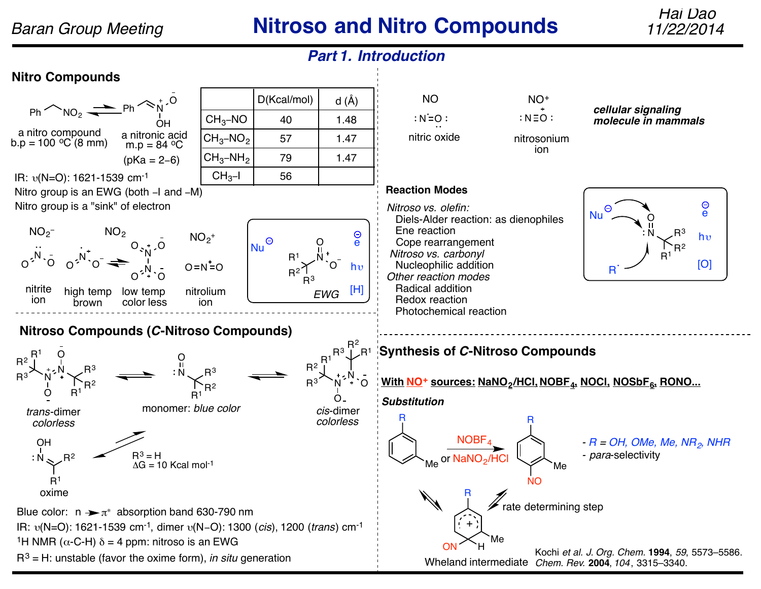# Nitroso and Nitro Compounds

## Part 1. Introduction

### Nitro Compounds

Ph–CH$_2$–NO$_2$ ⇌ Ph–CH=N$^+$(O$^-$)OH

a nitro compound, b.p = 100 °C (8 mm)

a nitronic acid, m.p = 84 °C (pKa = 2–6)

| | D(Kcal/mol) | d (Å) |
|---|---|---|
| $CH_3$–NO | 40 | 1.48 |
| $CH_3$–$NO_2$ | 57 | 1.47 |
| $CH_3$–$NH_2$ | 79 | 1.47 |
| $CH_3$–I | 56 | |

IR: υ(N=O): 1621-1539 cm$^{-1}$

Nitro group is an EWG (both –I and –M)

Nitro group is a "sink" of electron

- $NO_2^-$: nitrite ion
- $NO_2$: high temp brown ⇌ $N_2O_4$: low temp color less
- $NO_2^+$: nitrolium ion

Nitro group (EWG): reactive toward Nu$^{\ominus}$, e$^{\ominus}$, hυ, [H]

NO (nitric oxide): cellular signaling molecule in mammals

$NO^+$: nitrosonium ion

### Reaction Modes

*Nitroso vs. olefin:*
- Diels-Alder reaction: as dienophiles
- Ene reaction
- Cope rearrangement

*Nitroso vs. carbonyl*
- Nucleophilic addition

*Other reaction modes*
- Radical addition
- Redox reaction
- Photochemical reaction

Nitroso group: reactive toward Nu$^{\ominus}$, R$^{\cdot}$, e$^{\ominus}$, hυ, [O]

### Nitroso Compounds (*C*-Nitroso Compounds)

*trans*-dimer (colorless) ⇌ monomer: *blue color* ⇌ *cis*-dimer (colorless)

monomer ⇌ oxime ($R^3$ = H, ΔG = 10 Kcal mol$^{-1}$)

Blue color: n → π* absorption band 630-790 nm

IR: υ(N=O): 1621-1539 cm$^{-1}$, dimer υ(N–O): 1300 (*cis*), 1200 (*trans*) cm$^{-1}$

$^1$H NMR (α-C-H) δ = 4 ppm: nitroso is an EWG

$R^3$ = H: unstable (favor the oxime form), *in situ* generation

### Synthesis of *C*-Nitroso Compounds

**With $NO^+$ sources: $NaNO_2$/HCl, $NOBF_4$, NOCl, $NOSbF_6$, RONO...**

***Substitution***

3-R-toluene → ($NOBF_4$ or $NaNO_2$/HCl) → para-nitroso product (via Wheland intermediate; rate determining step)

- *R = OH, OMe, Me, $NR_2$, NHR*
- *para*-selectivity

Kochi *et al. J. Org. Chem.* **1994**, *59*, 5573–5586.
*Chem. Rev.* **2004**, *104*, 3315–3340.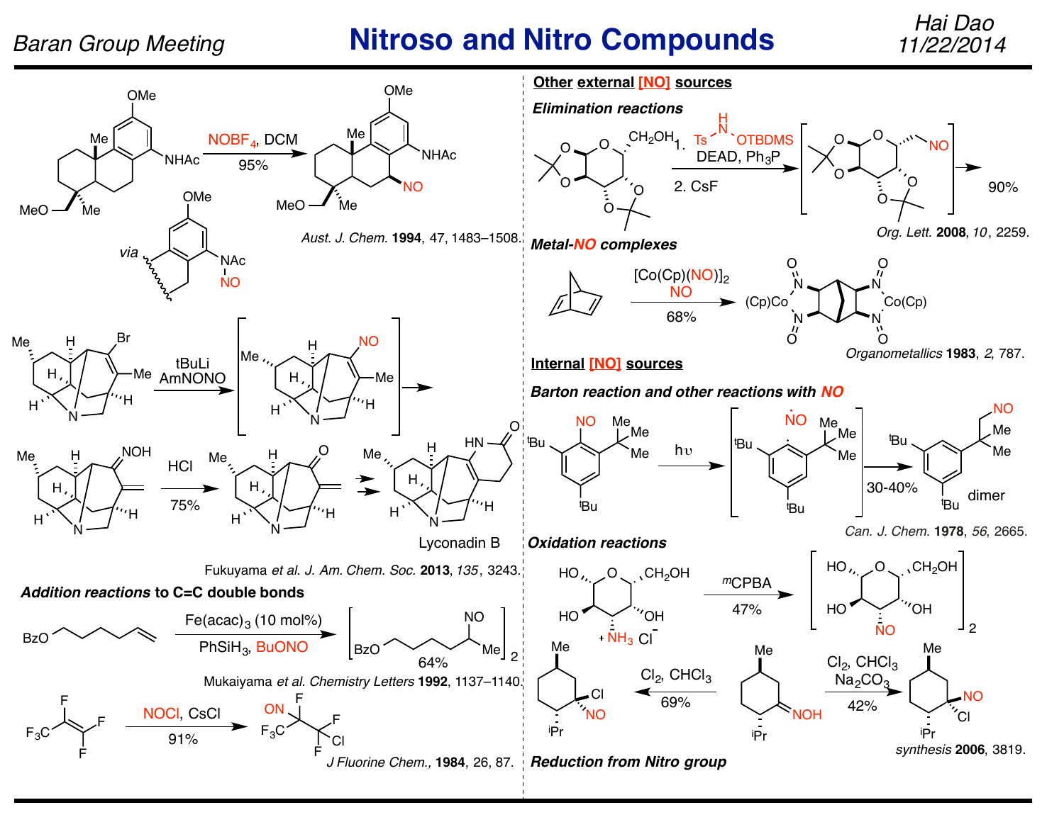**Nitroso and Nitro Compounds**

$NOBF_4$, DCM

95%

via

*Aust. J. Chem.* **1994**, 47, 1483–1508.

tBuLi

AmNONO

HCl

75%

Lyconadin B

Fukuyama *et al. J. Am. Chem. Soc.* **2013**, *135*, 3243.

***Addition reactions* to C=C double bonds**

$Fe(acac)_3$ (10 mol%)

$PhSiH_3$, BuONO

64%

Mukaiyama *et al. Chemistry Letters* **1992**, 1137–1140.

NOCl, CsCl

91%

*J Fluorine Chem.*, **1984**, 26, 87.

**Other external [NO] sources**

***Elimination reactions***

1. Ts–NH–OTBDMS, DEAD, $Ph_3P$

2. CsF

90%

*Org. Lett.* **2008**, *10*, 2259.

***Metal-NO complexes***

$[Co(Cp)(NO)]_2$

NO

68%

*Organometallics* **1983**, *2*, 787.

**Internal [NO] sources**

***Barton reaction and other reactions with NO***

hυ

30-40%

dimer

*Can. J. Chem.* **1978**, *56*, 2665.

***Oxidation reactions***

mCPBA

47%

$Cl_2$, $CHCl_3$

69%

$Cl_2$, $CHCl_3$

$Na_2CO_3$

42%

*synthesis* **2006**, 3819.

***Reduction from Nitro group***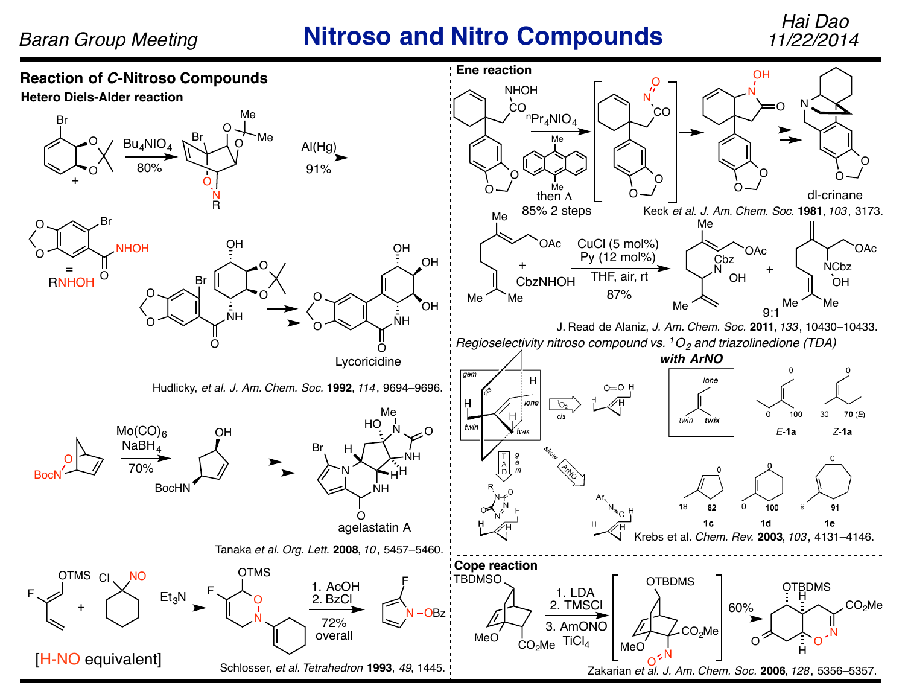# Nitroso and Nitro Compounds

## Reaction of *C*-Nitroso Compounds

### Hetero Diels-Alder reaction

$Bu_4NIO_4$, 80%; Al(Hg), 91%

RNHOH = 

Lycoricidine

Hudlicky, *et al. J. Am. Chem. Soc.* **1992**, *114*, 9694–9696.

$Mo(CO)_6$, $NaBH_4$, 70%

BocN, BocHN, OH

agelastatin A

Tanaka *et al. Org. Lett.* **2008**, *10*, 5457–5460.

$Et_3N$; 1. AcOH 2. BzCl, 72% overall

[H-NO equivalent]

Schlosser, *et al. Tetrahedron* **1993**, *49*, 1445.

### Ene reaction

$^nPr_4NIO_4$, then Δ, 85% 2 steps

dl-crinane

Keck *et al. J. Am. Chem. Soc.* **1981**, *103*, 3173.

CbzNHOH; CuCl (5 mol%), Py (12 mol%), THF, air, rt, 87%; 9:1

J. Read de Alaniz, *J. Am. Chem. Soc.* **2011**, *133*, 10430–10433.

*Regioselectivity nitroso compound vs.* $^1O_2$ *and triazolinedione (TDA)*

**with ArNO**

gem, cis, lone, twin, twix, skew; $^1O_2$ cis; TAD gem; ArNO skew

*E*-**1a**: 0, 0, 100; *Z*-**1a**: 0, 30, 70 (*E*); **1c**: 18, 82, 0; **1d**: 0, 100, 0; **1e**: 9, 91, 0

Krebs et al. *Chem. Rev.* **2003**, *103*, 4131–4146.

### Cope reaction

1. LDA 2. TMSCl 3. AmONO, $TiCl_4$; 60%

Zakarian *et al. J. Am. Chem. Soc.* **2006**, *128*, 5356–5357.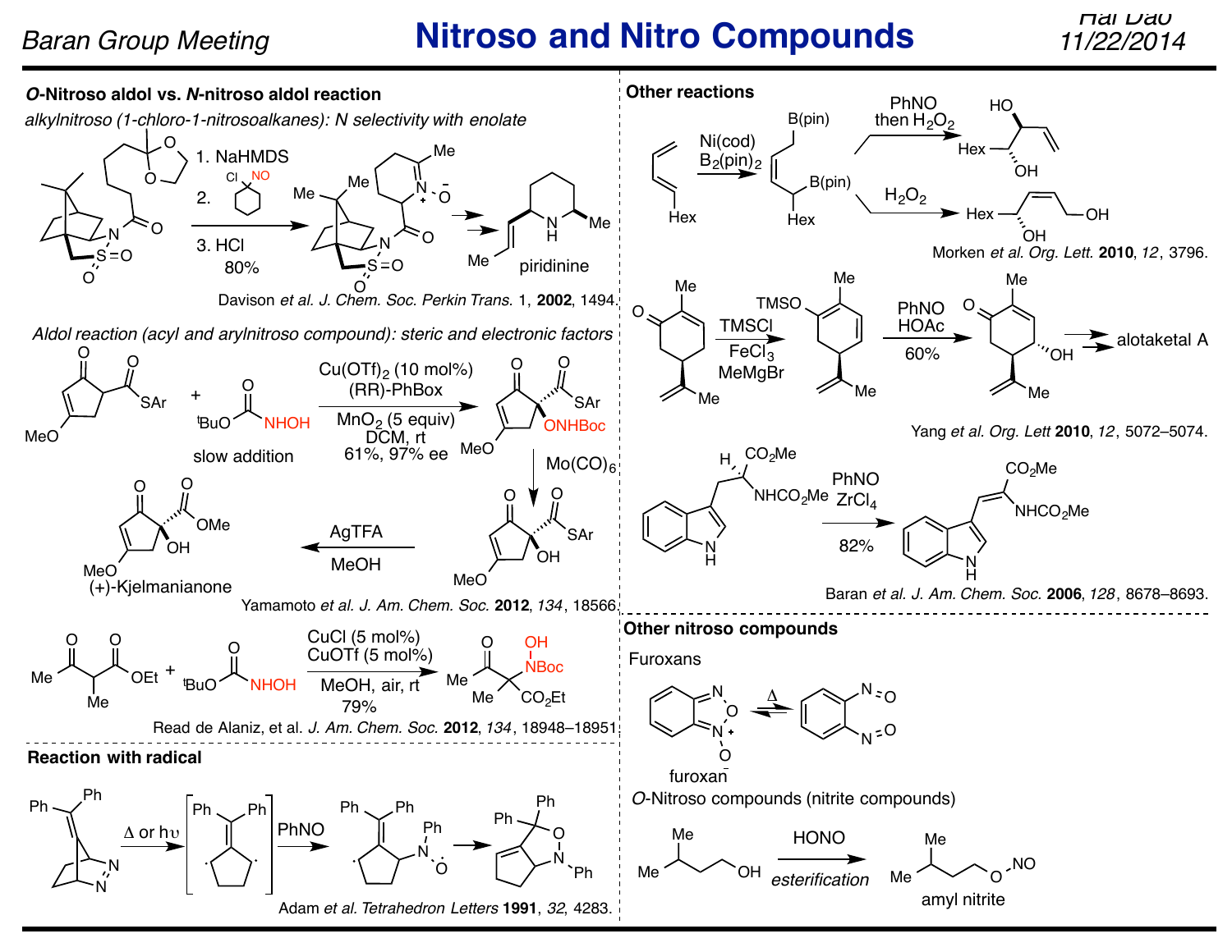# Nitroso and Nitro Compounds

## *O*-Nitroso aldol vs. *N*-nitroso aldol reaction

*alkylnitroso (1-chloro-1-nitrosoalkanes): N selectivity with enolate*

1. NaHMDS
2. Cl / NO (1-chloro-1-nitrosocyclohexane)
3. HCl

80%

piridinine

Davison *et al. J. Chem. Soc. Perkin Trans.* 1, **2002**, 1494.

*Aldol reaction (acyl and arylnitroso compound): steric and electronic factors*

$^tBuO$C(O)NHOH, slow addition

$Cu(OTf)_2$ (10 mol%), (RR)-PhBox, $MnO_2$ (5 equiv), DCM, rt

61%, 97% ee

$Mo(CO)_6$

AgTFA, MeOH

(+)-Kjelmanianone

Yamamoto *et al. J. Am. Chem. Soc.* **2012**, *134*, 18566.

CuCl (5 mol%), CuOTf (5 mol%), MeOH, air, rt

79%

Read de Alaniz, et al. *J. Am. Chem. Soc.* **2012**, *134*, 18948–18951.

## Reaction with radical

Δ or hυ; PhNO

Adam *et al. Tetrahedron Letters* **1991**, *32*, 4283.

## Other reactions

Ni(cod), $B_2(pin)_2$

PhNO then $H_2O_2$

$H_2O_2$

Morken *et al. Org. Lett.* **2010**, *12*, 3796.

TMSCl, $FeCl_3$, MeMgBr

PhNO, HOAc, 60%

alotaketal A

Yang *et al. Org. Lett* **2010**, *12*, 5072–5074.

PhNO, $ZrCl_4$, 82%

Baran *et al. J. Am. Chem. Soc.* **2006**, *128*, 8678–8693.

## Other nitroso compounds

Furoxans

Δ

furoxan

*O*-Nitroso compounds (nitrite compounds)

HONO, *esterification*

amyl nitrite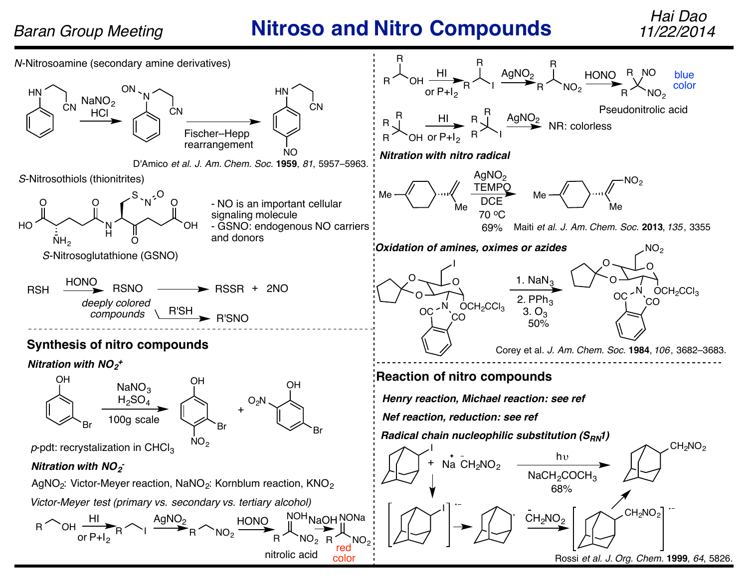# Nitroso and Nitro Compounds

*N*-Nitrosoamine (secondary amine derivatives)

HN(CH₂CH₂CN)Ph → ($NaNO_2$, HCl) → ON–N(CH₂CH₂CN)Ph → (Fischer–Hepp rearrangement) → p-NO–C₆H₄–NH(CH₂CH₂CN)

D'Amico *et al. J. Am. Chem. Soc.* **1959**, *81*, 5957–5963.

*S*-Nitrosothiols (thionitrites)

*S*-Nitrosoglutathione (GSNO)

- NO is an important cellular signaling molecule
- GSNO: endogenous NO carriers and donors

RSH → (HONO) → RSNO (*deeply colored compounds*) → RSSR + 2NO

RSNO → (R'SH) → R'SNO

## Synthesis of nitro compounds

***Nitration with $NO_2^+$***

3-Bromophenol → ($NaNO_3$, $H_2SO_4$, 100g scale) → 3-bromo-4-nitrophenol + 5-bromo-2-nitrophenol

*p*-pdt: recrystalization in $CHCl_3$

***Nitration with $NO_2^-$***

$AgNO_2$: Victor-Meyer reaction, $NaNO_2$: Kornblum reaction, $KNO_2$

*Victor-Meyer test (primary vs. secondary vs. tertiary alcohol)*

$RCH_2OH$ → (HI or P+$I_2$) → $RCH_2I$ → ($AgNO_2$) → $RCH_2NO_2$ → (HONO) → RC(=NOH)$NO_2$ (nitrolic acid) → (NaOH) → RC(=NONa)$NO_2$ (red color)

$R_2CHOH$ → (HI or P+$I_2$) → $R_2CHI$ → ($AgNO_2$) → $R_2CHNO_2$ → (HONO) → $R_2C(NO)NO_2$ (Pseudonitrolic acid) — blue color

$R_3COH$ → (HI or P+$I_2$) → $R_3CI$ → ($AgNO_2$) → NR: colorless

***Nitration with nitro radical***

Limonene → ($AgNO_2$, TEMPO, DCE, 70 °C, 69%) → nitroalkene

Maiti *et al. J. Am. Chem. Soc.* **2013**, *135*, 3355

***Oxidation of amines, oximes or azides***

Iodo sugar → (1. $NaN_3$; 2. $PPh_3$; 3. $O_3$; 50%) → nitro sugar

Corey et al. *J. Am. Chem. Soc.* **1984**, *106*, 3682–3683.

## Reaction of nitro compounds

***Henry reaction, Michael reaction: see ref***

***Nef reaction, reduction: see ref***

***Radical chain nucleophilic substitution ($S_{RN}1$)***

2-Iodoadamantane + $Na^+ \ ^-CH_2NO_2$ → (hυ, $NaCH_2COCH_3$, 68%) → 2-(nitromethyl)adamantane

[2-Iodoadamantane]$^{\bullet-}$ → 2-adamantyl radical → ($^-CH_2NO_2$) → [2-(nitromethyl)adamantane]$^{\bullet-}$ → product

Rossi *et al. J. Org. Chem.* **1999**, *64*, 5826.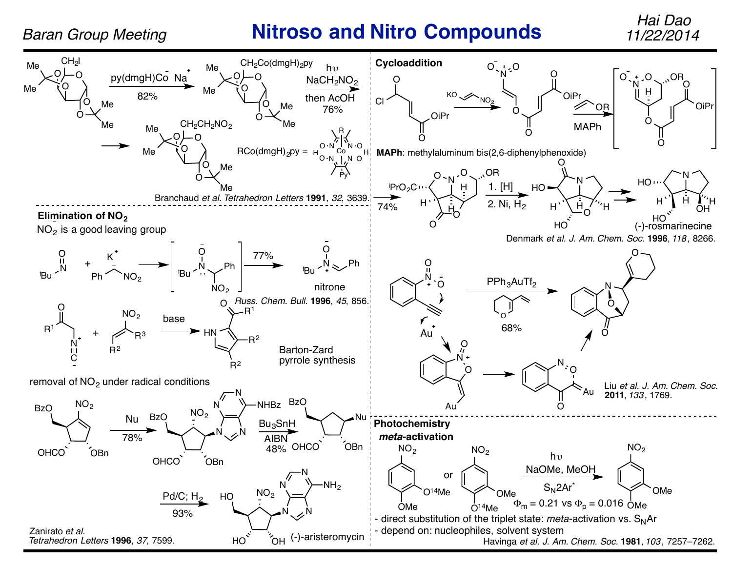## Nitroso and Nitro Compounds

py(dmgH)Co⁻ Na⁺, 82%

hυ, $NaCH_2NO_2$, then AcOH, 76%

$RCo(dmgH)_2py$ =

Branchaud *et al. Tetrahedron Letters* **1991**, *32*, 3639.

### Elimination of $NO_2$

$NO_2^-$ is a good leaving group

77%

nitrone

*Russ. Chem. Bull.* **1996**, *45*, 856.

base

Barton-Zard pyrrole synthesis

removal of $NO_2$ under radical conditions

Nu, 78%

$Bu_3SnH$, AIBN, 48%

Pd/C; $H_2$, 93%

(-)-aristeromycin

Zanirato *et al. Tetrahedron Letters* **1996**, *37*, 7599.

### Cycloaddition

MAPh

**MAPh**: methylaluminum bis(2,6-diphenylphenoxide)

74%

1. [H]
2. Ni, $H_2$

(-)-rosmarinecine

Denmark *et al. J. Am. Chem. Soc.* **1996**, *118*, 8266.

$PPh_3AuTf_2$, 68%

Liu *et al. J. Am. Chem. Soc.* **2011**, *133*, 1769.

### Photochemistry

***meta*-activation**

hυ, NaOMe, MeOH, $S_N2Ar^*$

$\Phi_m = 0.21$ vs $\Phi_p = 0.016$

- direct substitution of the triplet state: *meta*-activation vs. $S_NAr$
- depend on: nucleophiles, solvent system

Havinga *et al. J. Am. Chem. Soc.* **1981**, *103*, 7257–7262.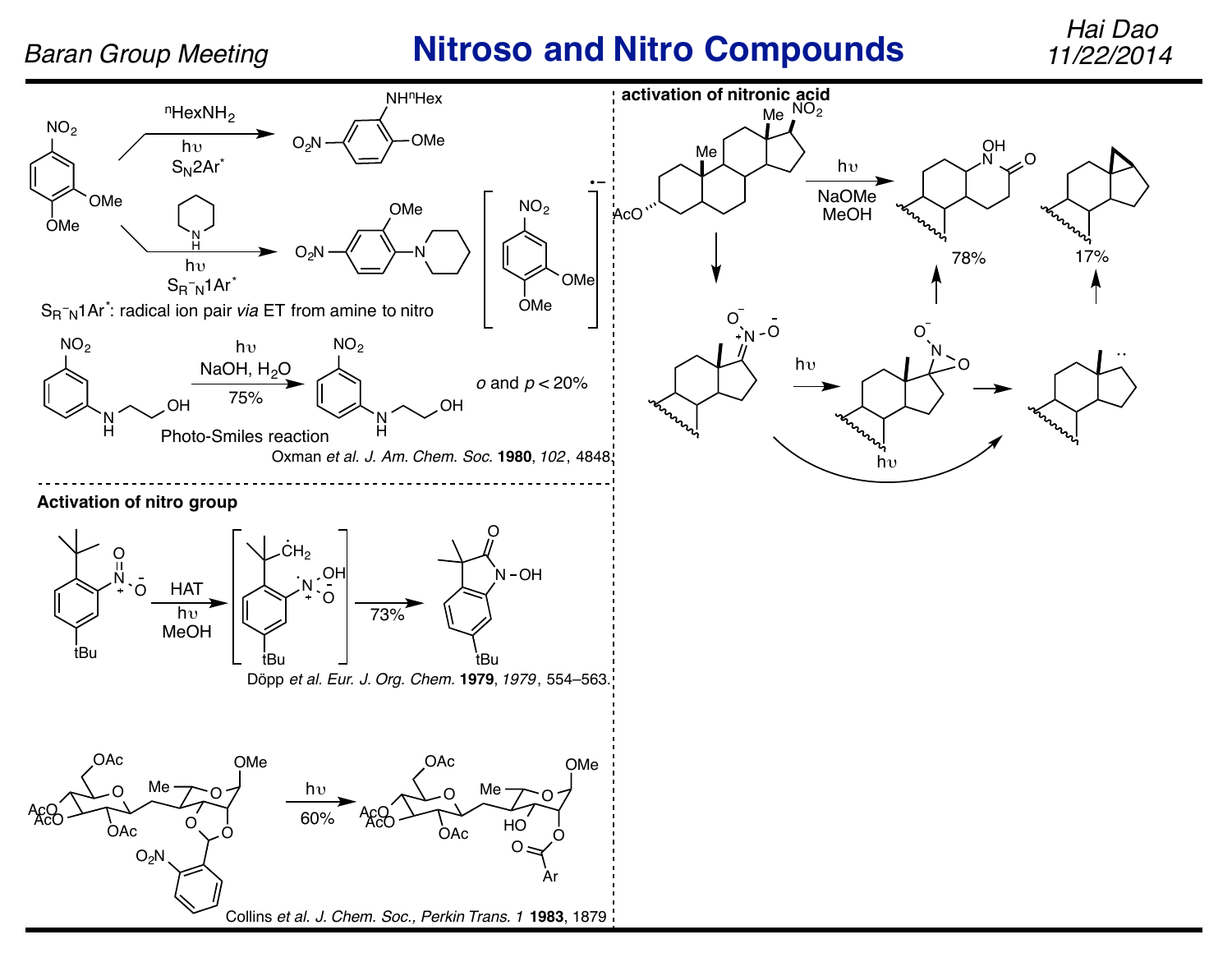Nitroso and Nitro Compounds

$^{n}$HexNH$_2$

hυ

$S_N2Ar^*$

NH$^n$Hex

$O_2N$

OMe

NO$_2$

OMe

OMe

hυ

$S_{R^-N}1Ar^*$

OMe

$O_2N$

N

NO$_2$

OMe

OMe

$S_{R^-N}1Ar^*$: radical ion pair *via* ET from amine to nitro

NO$_2$

hυ

NaOH, $H_2O$

75%

OH

NO$_2$

OH

*o* and *p* < 20%

Photo-Smiles reaction

Oxman *et al. J. Am. Chem. Soc.* **1980**, *102*, 4848

## Activation of nitro group

HAT

hυ

MeOH

tBu

OH

tBu

73%

N-OH

tBu

Döpp *et al. Eur. J. Org. Chem.* **1979**, *1979*, 554–563.

OAc

OMe

AcO

AcO

OAc

Me

$O_2N$

hυ

60%

OAc

OMe

AcO

AcO

OAc

Me

HO

Ar

Collins *et al. J. Chem. Soc., Perkin Trans. 1* **1983**, 1879

## activation of nitronic acid

Me

NO$_2$

Me

AcO

hυ

NaOMe

MeOH

OH

N

O

78%

17%

hυ

hυ